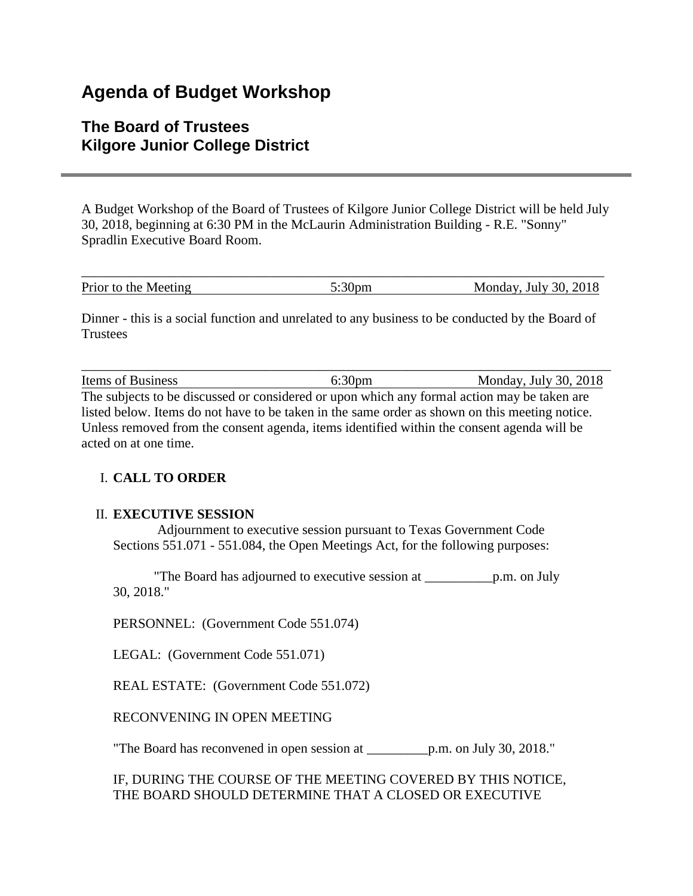# Agenda of Budget Workshop

## The Board of Trustees
## Kilgore Junior College District

---

A Budget Workshop of the Board of Trustees of Kilgore Junior College District will be held July 30, 2018, beginning at 6:30 PM in the McLaurin Administration Building - R.E. "Sonny" Spradlin Executive Board Room.

| Prior to the Meeting | 5:30pm | Monday, July 30, 2018 |
|---|---|---|

Dinner - this is a social function and unrelated to any business to be conducted by the Board of Trustees

| Items of Business | 6:30pm | Monday, July 30, 2018 |
|---|---|---|

The subjects to be discussed or considered or upon which any formal action may be taken are listed below. Items do not have to be taken in the same order as shown on this meeting notice. Unless removed from the consent agenda, items identified within the consent agenda will be acted on at one time.

I. **CALL TO ORDER**

II. **EXECUTIVE SESSION**

Adjournment to executive session pursuant to Texas Government Code Sections 551.071 - 551.084, the Open Meetings Act, for the following purposes:

"The Board has adjourned to executive session at __________p.m. on July 30, 2018."

PERSONNEL: (Government Code 551.074)

LEGAL: (Government Code 551.071)

REAL ESTATE: (Government Code 551.072)

RECONVENING IN OPEN MEETING

"The Board has reconvened in open session at _________p.m. on July 30, 2018."

IF, DURING THE COURSE OF THE MEETING COVERED BY THIS NOTICE, THE BOARD SHOULD DETERMINE THAT A CLOSED OR EXECUTIVE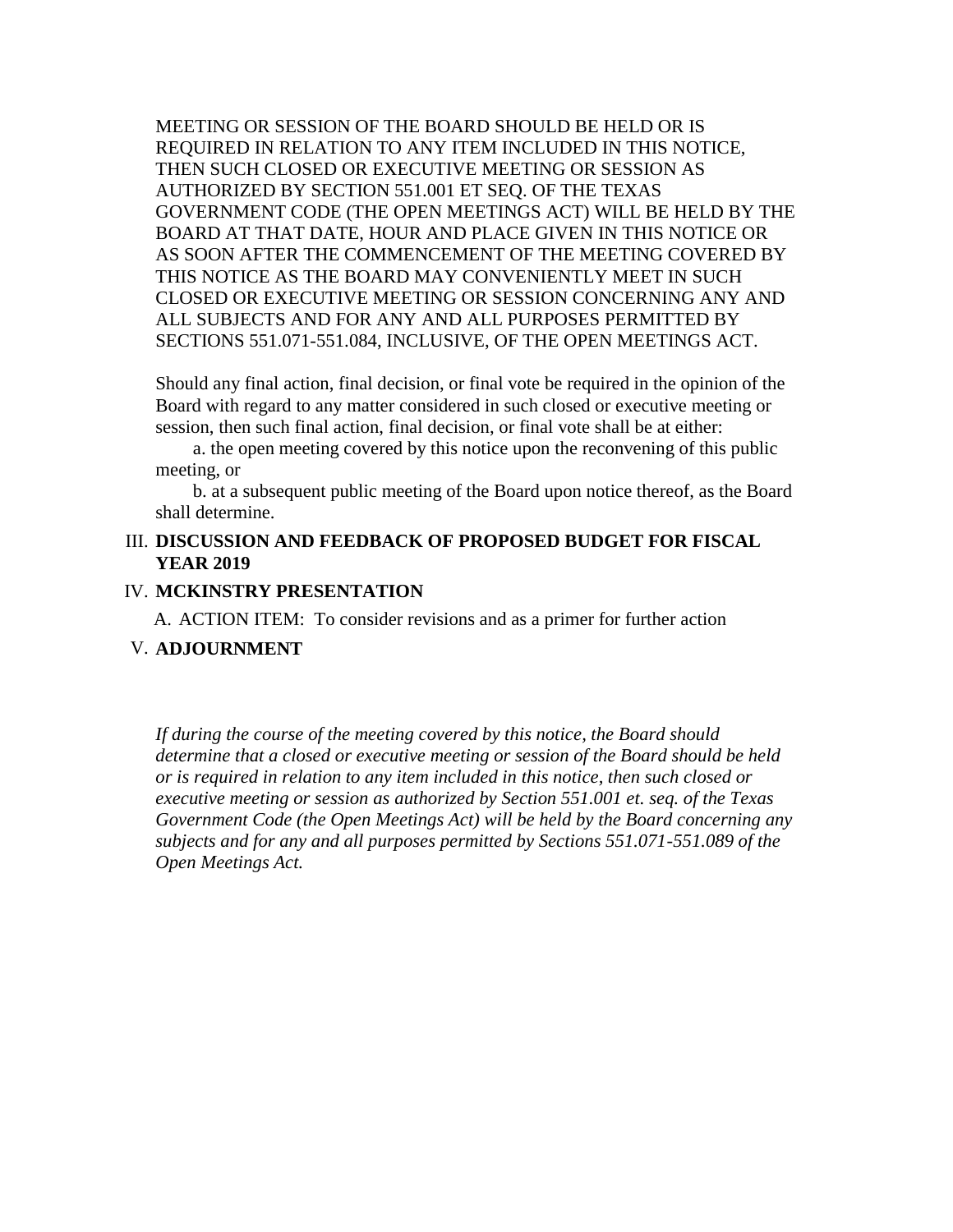MEETING OR SESSION OF THE BOARD SHOULD BE HELD OR IS REQUIRED IN RELATION TO ANY ITEM INCLUDED IN THIS NOTICE, THEN SUCH CLOSED OR EXECUTIVE MEETING OR SESSION AS AUTHORIZED BY SECTION 551.001 ET SEQ. OF THE TEXAS GOVERNMENT CODE (THE OPEN MEETINGS ACT) WILL BE HELD BY THE BOARD AT THAT DATE, HOUR AND PLACE GIVEN IN THIS NOTICE OR AS SOON AFTER THE COMMENCEMENT OF THE MEETING COVERED BY THIS NOTICE AS THE BOARD MAY CONVENIENTLY MEET IN SUCH CLOSED OR EXECUTIVE MEETING OR SESSION CONCERNING ANY AND ALL SUBJECTS AND FOR ANY AND ALL PURPOSES PERMITTED BY SECTIONS 551.071-551.084, INCLUSIVE, OF THE OPEN MEETINGS ACT.

Should any final action, final decision, or final vote be required in the opinion of the Board with regard to any matter considered in such closed or executive meeting or session, then such final action, final decision, or final vote shall be at either:

a. the open meeting covered by this notice upon the reconvening of this public meeting, or

b. at a subsequent public meeting of the Board upon notice thereof, as the Board shall determine.

III. **DISCUSSION AND FEEDBACK OF PROPOSED BUDGET FOR FISCAL YEAR 2019**

IV. **MCKINSTRY PRESENTATION**

A. ACTION ITEM: To consider revisions and as a primer for further action

V. **ADJOURNMENT**

*If during the course of the meeting covered by this notice, the Board should determine that a closed or executive meeting or session of the Board should be held or is required in relation to any item included in this notice, then such closed or executive meeting or session as authorized by Section 551.001 et. seq. of the Texas Government Code (the Open Meetings Act) will be held by the Board concerning any subjects and for any and all purposes permitted by Sections 551.071-551.089 of the Open Meetings Act.*